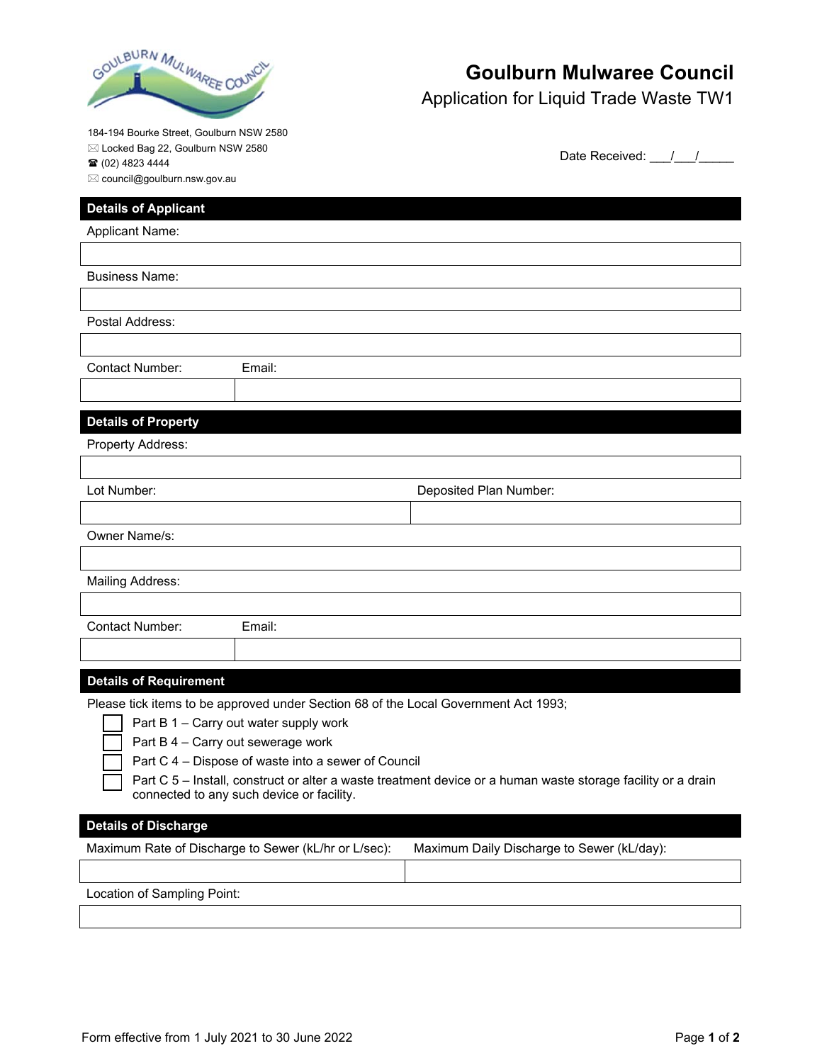# Goulburn Mulwaree Council

## Application for Liquid Trade Waste TW1

184-194 Bourke Street, Goulburn NSW 2580
Locked Bag 22, Goulburn NSW 2580
(02) 4823 4444
council@goulburn.nsw.gov.au

Date Received: ___/___/_____

### Details of Applicant

Applicant Name:

Business Name:

Postal Address:

| Contact Number: | Email: |
|---|---|
| | |

### Details of Property

Property Address:

| Lot Number: | Deposited Plan Number: |
|---|---|
| | |

Owner Name/s:

Mailing Address:

| Contact Number: | Email: |
|---|---|
| | |

### Details of Requirement

Please tick items to be approved under Section 68 of the Local Government Act 1993;

- ☐ Part B 1 – Carry out water supply work
- ☐ Part B 4 – Carry out sewerage work
- ☐ Part C 4 – Dispose of waste into a sewer of Council
- ☐ Part C 5 – Install, construct or alter a waste treatment device or a human waste storage facility or a drain connected to any such device or facility.

### Details of Discharge

| Maximum Rate of Discharge to Sewer (kL/hr or L/sec): | Maximum Daily Discharge to Sewer (kL/day): |
|---|---|
| | |

Location of Sampling Point:

Form effective from 1 July 2021 to 30 June 2022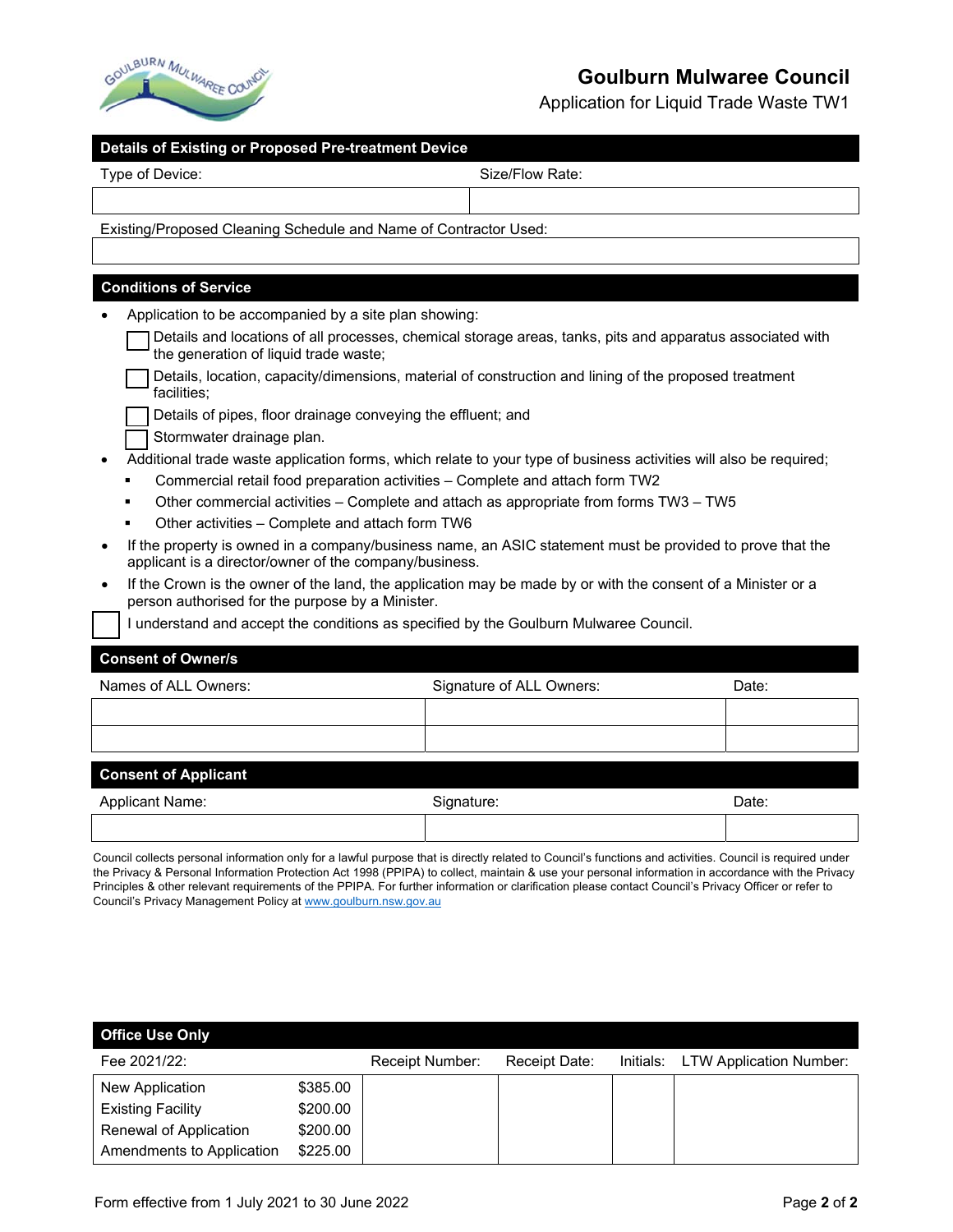# Goulburn Mulwaree Council

Application for Liquid Trade Waste TW1

## Details of Existing or Proposed Pre-treatment Device

| Type of Device: | Size/Flow Rate: |
|---|---|
| | |

Existing/Proposed Cleaning Schedule and Name of Contractor Used:

| |
|---|
| |

## Conditions of Service

- Application to be accompanied by a site plan showing:
  - ☐ Details and locations of all processes, chemical storage areas, tanks, pits and apparatus associated with the generation of liquid trade waste;
  - ☐ Details, location, capacity/dimensions, material of construction and lining of the proposed treatment facilities;
  - ☐ Details of pipes, floor drainage conveying the effluent; and
  - ☐ Stormwater drainage plan.
- Additional trade waste application forms, which relate to your type of business activities will also be required;
  - Commercial retail food preparation activities – Complete and attach form TW2
  - Other commercial activities – Complete and attach as appropriate from forms TW3 – TW5
  - Other activities – Complete and attach form TW6
- If the property is owned in a company/business name, an ASIC statement must be provided to prove that the applicant is a director/owner of the company/business.
- If the Crown is the owner of the land, the application may be made by or with the consent of a Minister or a person authorised for the purpose by a Minister.

☐ I understand and accept the conditions as specified by the Goulburn Mulwaree Council.

## Consent of Owner/s

| Names of ALL Owners: | Signature of ALL Owners: | Date: |
|---|---|---|
| | | |
| | | |

## Consent of Applicant

| Applicant Name: | Signature: | Date: |
|---|---|---|
| | | |

Council collects personal information only for a lawful purpose that is directly related to Council's functions and activities. Council is required under the Privacy & Personal Information Protection Act 1998 (PPIPA) to collect, maintain & use your personal information in accordance with the Privacy Principles & other relevant requirements of the PPIPA. For further information or clarification please contact Council's Privacy Officer or refer to Council's Privacy Management Policy at www.goulburn.nsw.gov.au

## Office Use Only

| Fee 2021/22: | | Receipt Number: | Receipt Date: | Initials: | LTW Application Number: |
|---|---|---|---|---|---|
| New Application | $385.00 | | | | |
| Existing Facility | $200.00 | | | | |
| Renewal of Application | $200.00 | | | | |
| Amendments to Application | $225.00 | | | | |

Form effective from 1 July 2021 to 30 June 2022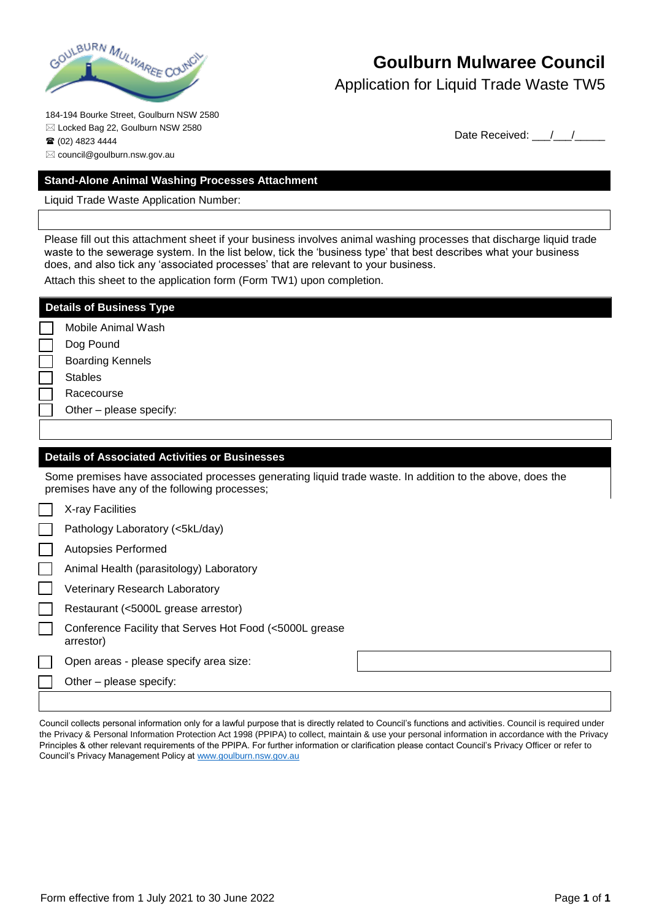# Goulburn Mulwaree Council

## Application for Liquid Trade Waste TW5

184-194 Bourke Street, Goulburn NSW 2580
✉ Locked Bag 22, Goulburn NSW 2580
☎ (02) 4823 4444
✉ council@goulburn.nsw.gov.au

Date Received: ___/___/_____

### Stand-Alone Animal Washing Processes Attachment

Liquid Trade Waste Application Number:

Please fill out this attachment sheet if your business involves animal washing processes that discharge liquid trade waste to the sewerage system. In the list below, tick the 'business type' that best describes what your business does, and also tick any 'associated processes' that are relevant to your business.

Attach this sheet to the application form (Form TW1) upon completion.

### Details of Business Type

- ☐ Mobile Animal Wash
- ☐ Dog Pound
- ☐ Boarding Kennels
- ☐ Stables
- ☐ Racecourse
- ☐ Other – please specify:

### Details of Associated Activities or Businesses

Some premises have associated processes generating liquid trade waste. In addition to the above, does the premises have any of the following processes;

- ☐ X-ray Facilities
- ☐ Pathology Laboratory (<5kL/day)
- ☐ Autopsies Performed
- ☐ Animal Health (parasitology) Laboratory
- ☐ Veterinary Research Laboratory
- ☐ Restaurant (<5000L grease arrestor)
- ☐ Conference Facility that Serves Hot Food (<5000L grease arrestor)
- ☐ Open areas - please specify area size:
- ☐ Other – please specify:

Council collects personal information only for a lawful purpose that is directly related to Council's functions and activities. Council is required under the Privacy & Personal Information Protection Act 1998 (PPIPA) to collect, maintain & use your personal information in accordance with the Privacy Principles & other relevant requirements of the PPIPA. For further information or clarification please contact Council's Privacy Officer or refer to Council's Privacy Management Policy at www.goulburn.nsw.gov.au

Form effective from 1 July 2021 to 30 June 2022